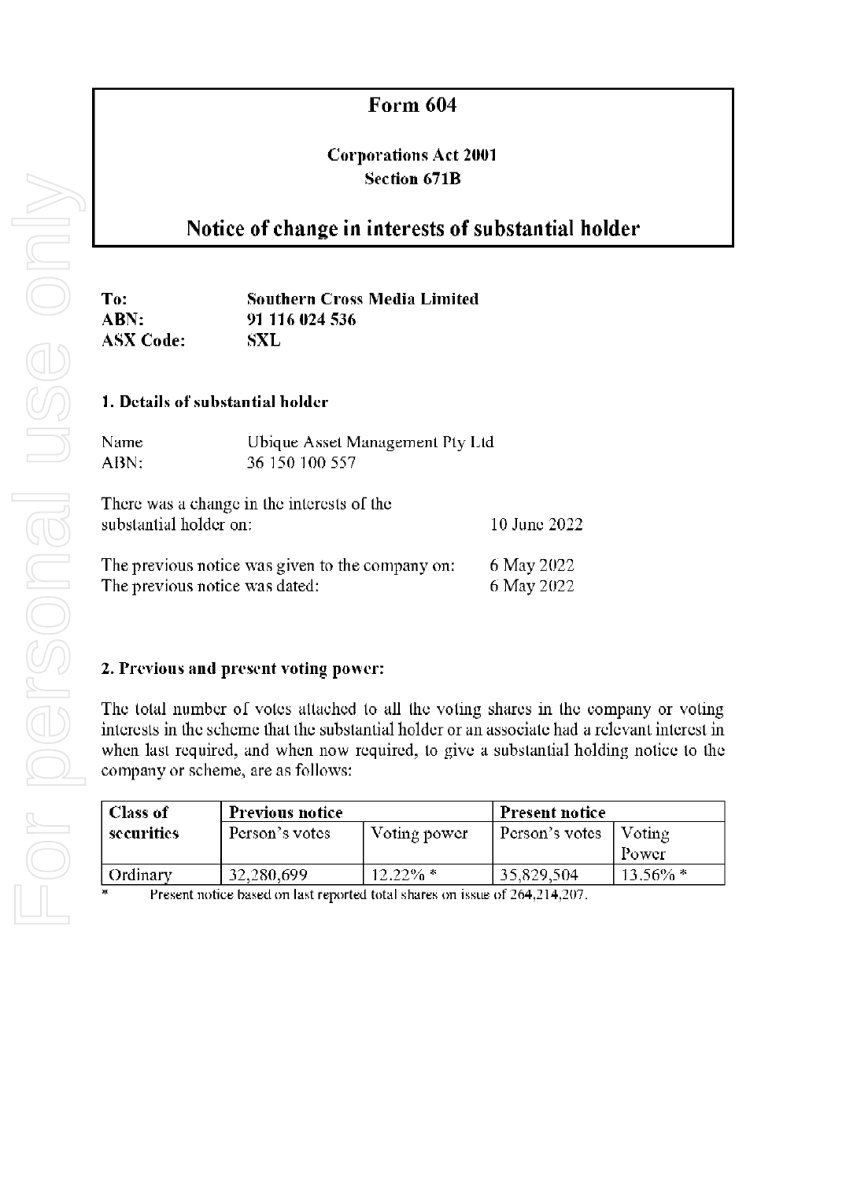# Form 604

**Corporations Act 2001**
**Section 671B**

## Notice of change in interests of substantial holder

**To:** **Southern Cross Media Limited**
**ABN:** **91 116 024 536**
**ASX Code:** **SXL**

### 1. Details of substantial holder

Name: Ubique Asset Management Pty Ltd
ABN: 36 150 100 557

There was a change in the interests of the substantial holder on: 10 June 2022

The previous notice was given to the company on: 6 May 2022
The previous notice was dated: 6 May 2022

### 2. Previous and present voting power:

The total number of votes attached to all the voting shares in the company or voting interests in the scheme that the substantial holder or an associate had a relevant interest in when last required, and when now required, to give a substantial holding notice to the company or scheme, are as follows:

| Class of securities | Previous notice | | Present notice | |
|---|---|---|---|---|
| | Person's votes | Voting power | Person's votes | Voting Power |
| Ordinary | 32,280,699 | 12.22% * | 35,829,504 | 13.56% * |

\* Present notice based on last reported total shares on issue of 264,214,207.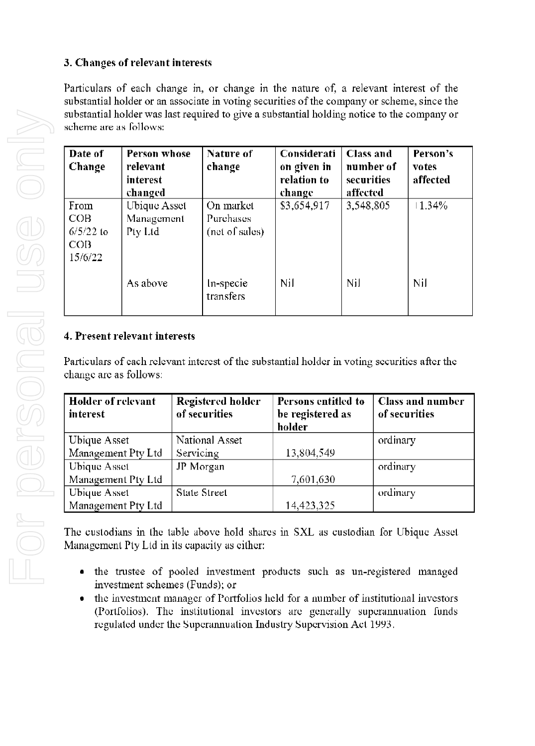### 3. Changes of relevant interests

Particulars of each change in, or change in the nature of, a relevant interest of the substantial holder or an associate in voting securities of the company or scheme, since the substantial holder was last required to give a substantial holding notice to the company or scheme are as follows:

| Date of Change | Person whose relevant interest changed | Nature of change | Consideration given in relation to change | Class and number of securities affected | Person's votes affected |
|---|---|---|---|---|---|
| From COB 6/5/22 to COB 15/6/22 | Ubique Asset Management Pty Ltd | On market Purchases (net of sales) | $3,654,917 | 3,548,805 | 1.34% |
| | As above | In-specie transfers | Nil | Nil | Nil |

### 4. Present relevant interests

Particulars of each relevant interest of the substantial holder in voting securities after the change are as follows:

| Holder of relevant interest | Registered holder of securities | Persons entitled to be registered as holder | Class and number of securities |
|---|---|---|---|
| Ubique Asset Management Pty Ltd | National Asset Servicing | 13,804,549 | ordinary |
| Ubique Asset Management Pty Ltd | JP Morgan | 7,601,630 | ordinary |
| Ubique Asset Management Pty Ltd | State Street | 14,423,325 | ordinary |

The custodians in the table above hold shares in SXL as custodian for Ubique Asset Management Pty Ltd in its capacity as either:

- the trustee of pooled investment products such as un-registered managed investment schemes (Funds); or
- the investment manager of Portfolios held for a number of institutional investors (Portfolios). The institutional investors are generally superannuation funds regulated under the Superannuation Industry Supervision Act 1993.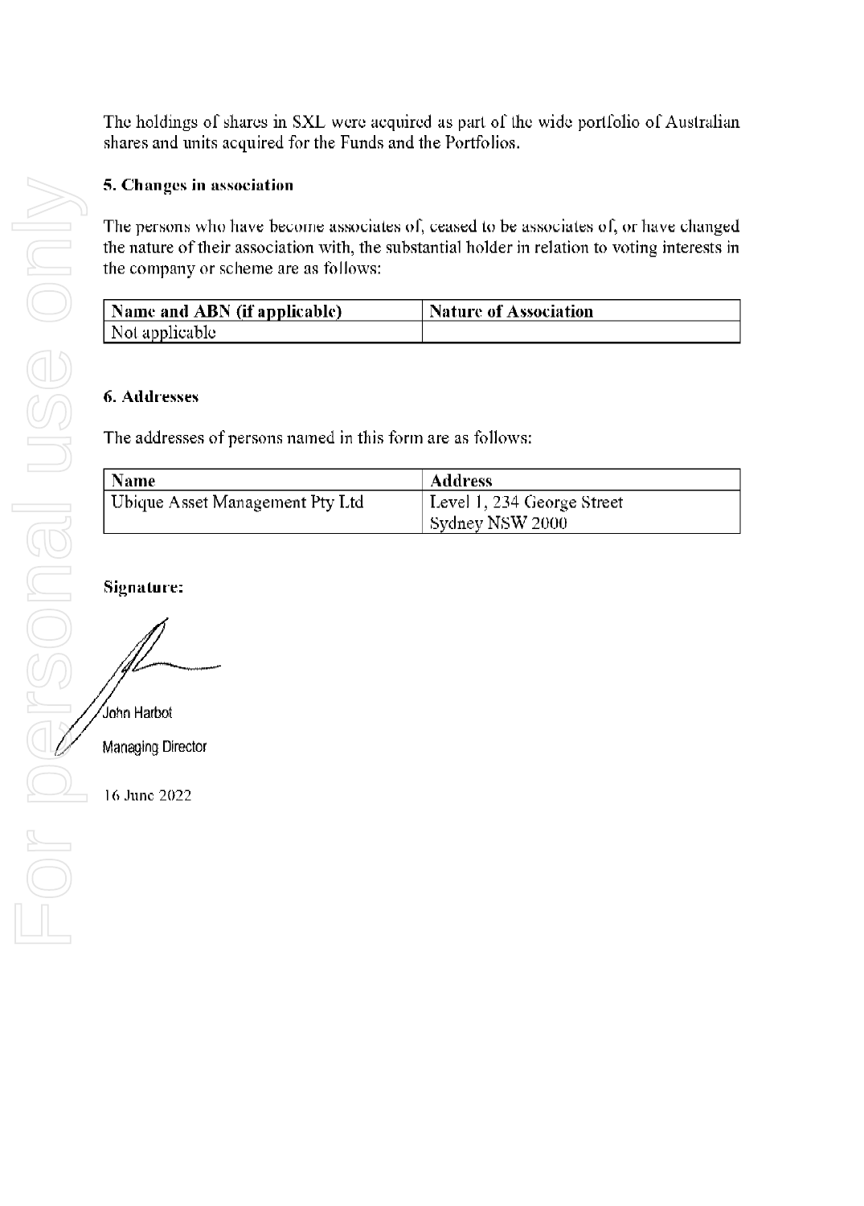The holdings of shares in SXL were acquired as part of the wide portfolio of Australian shares and units acquired for the Funds and the Portfolios.

### 5. Changes in association

The persons who have become associates of, ceased to be associates of, or have changed the nature of their association with, the substantial holder in relation to voting interests in the company or scheme are as follows:

| Name and ABN (if applicable) | Nature of Association |
|---|---|
| Not applicable | |

### 6. Addresses

The addresses of persons named in this form are as follows:

| Name | Address |
|---|---|
| Ubique Asset Management Pty Ltd | Level 1, 234 George Street<br>Sydney NSW 2000 |

**Signature:**

John Harbot

Managing Director

16 June 2022